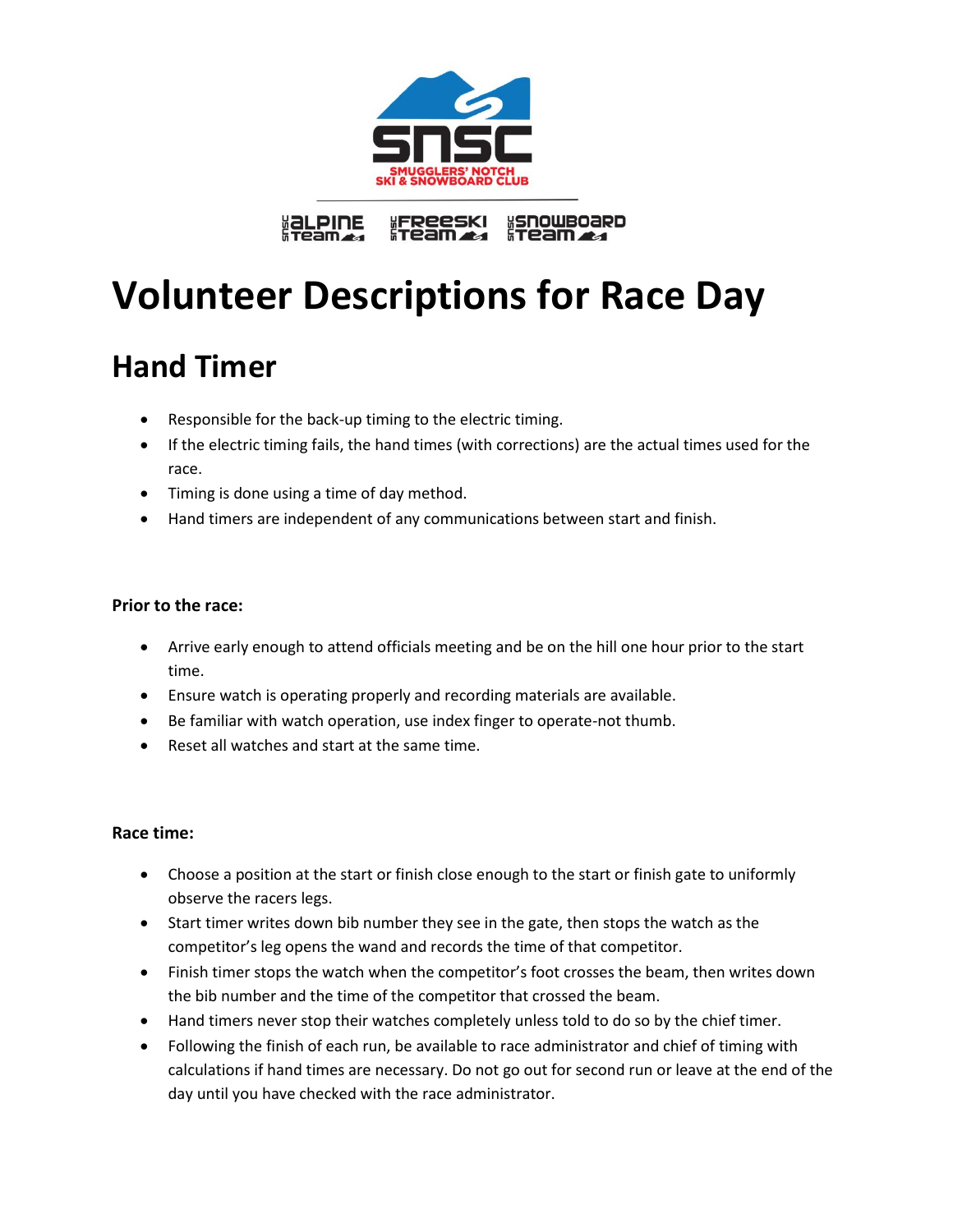SMUGGLERS' NOTCH SKI & SNOWBOARD CLUB

ALPINE TEAM FREESKI TEAM SNOWBOARD TEAM

# Volunteer Descriptions for Race Day

## Hand Timer

- Responsible for the back-up timing to the electric timing.
- If the electric timing fails, the hand times (with corrections) are the actual times used for the race.
- Timing is done using a time of day method.
- Hand timers are independent of any communications between start and finish.

**Prior to the race:**

- Arrive early enough to attend officials meeting and be on the hill one hour prior to the start time.
- Ensure watch is operating properly and recording materials are available.
- Be familiar with watch operation, use index finger to operate-not thumb.
- Reset all watches and start at the same time.

**Race time:**

- Choose a position at the start or finish close enough to the start or finish gate to uniformly observe the racers legs.
- Start timer writes down bib number they see in the gate, then stops the watch as the competitor's leg opens the wand and records the time of that competitor.
- Finish timer stops the watch when the competitor's foot crosses the beam, then writes down the bib number and the time of the competitor that crossed the beam.
- Hand timers never stop their watches completely unless told to do so by the chief timer.
- Following the finish of each run, be available to race administrator and chief of timing with calculations if hand times are necessary. Do not go out for second run or leave at the end of the day until you have checked with the race administrator.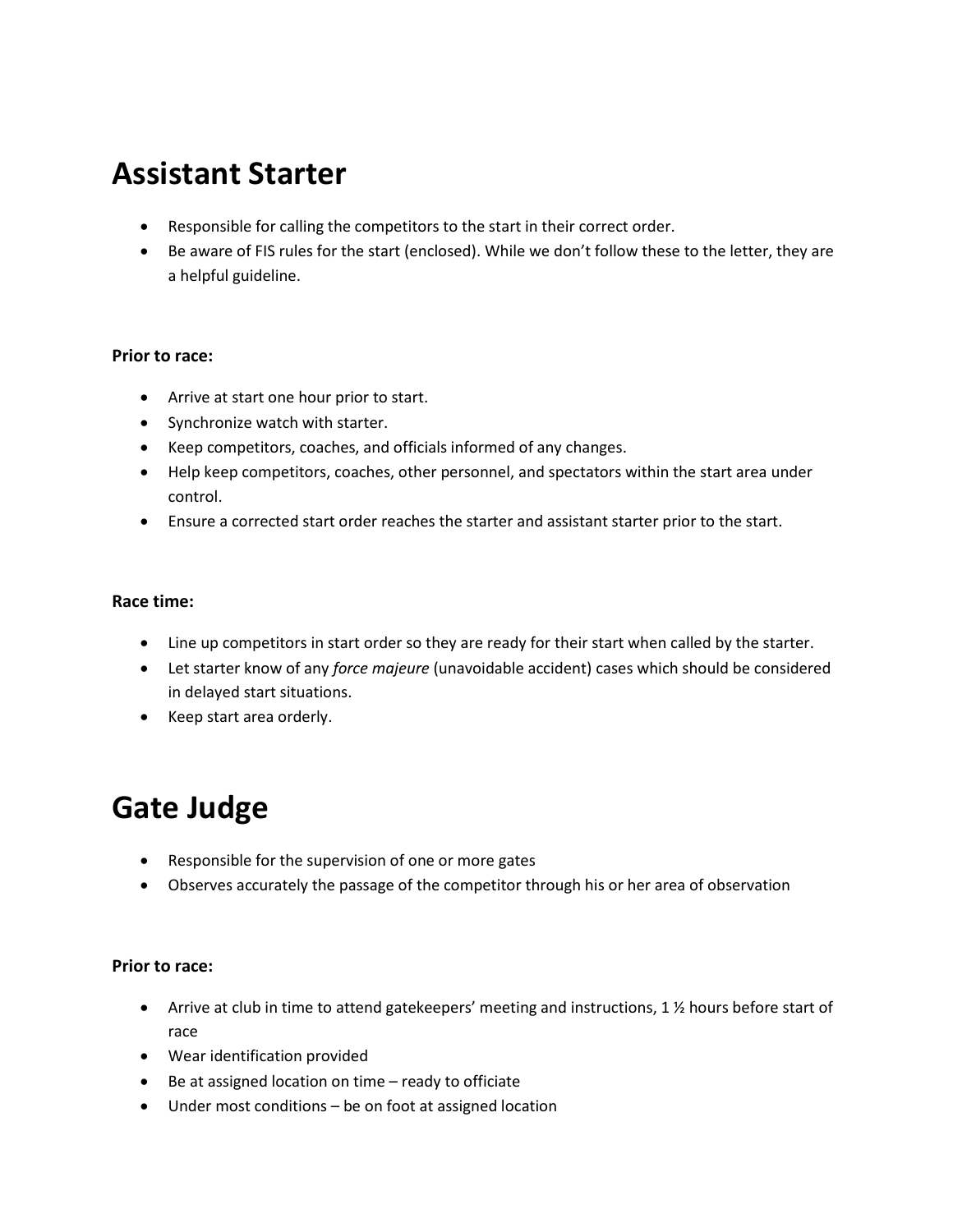# Assistant Starter

- Responsible for calling the competitors to the start in their correct order.
- Be aware of FIS rules for the start (enclosed). While we don't follow these to the letter, they are a helpful guideline.

**Prior to race:**

- Arrive at start one hour prior to start.
- Synchronize watch with starter.
- Keep competitors, coaches, and officials informed of any changes.
- Help keep competitors, coaches, other personnel, and spectators within the start area under control.
- Ensure a corrected start order reaches the starter and assistant starter prior to the start.

**Race time:**

- Line up competitors in start order so they are ready for their start when called by the starter.
- Let starter know of any *force majeure* (unavoidable accident) cases which should be considered in delayed start situations.
- Keep start area orderly.

# Gate Judge

- Responsible for the supervision of one or more gates
- Observes accurately the passage of the competitor through his or her area of observation

**Prior to race:**

- Arrive at club in time to attend gatekeepers' meeting and instructions, 1 ½ hours before start of race
- Wear identification provided
- Be at assigned location on time – ready to officiate
- Under most conditions – be on foot at assigned location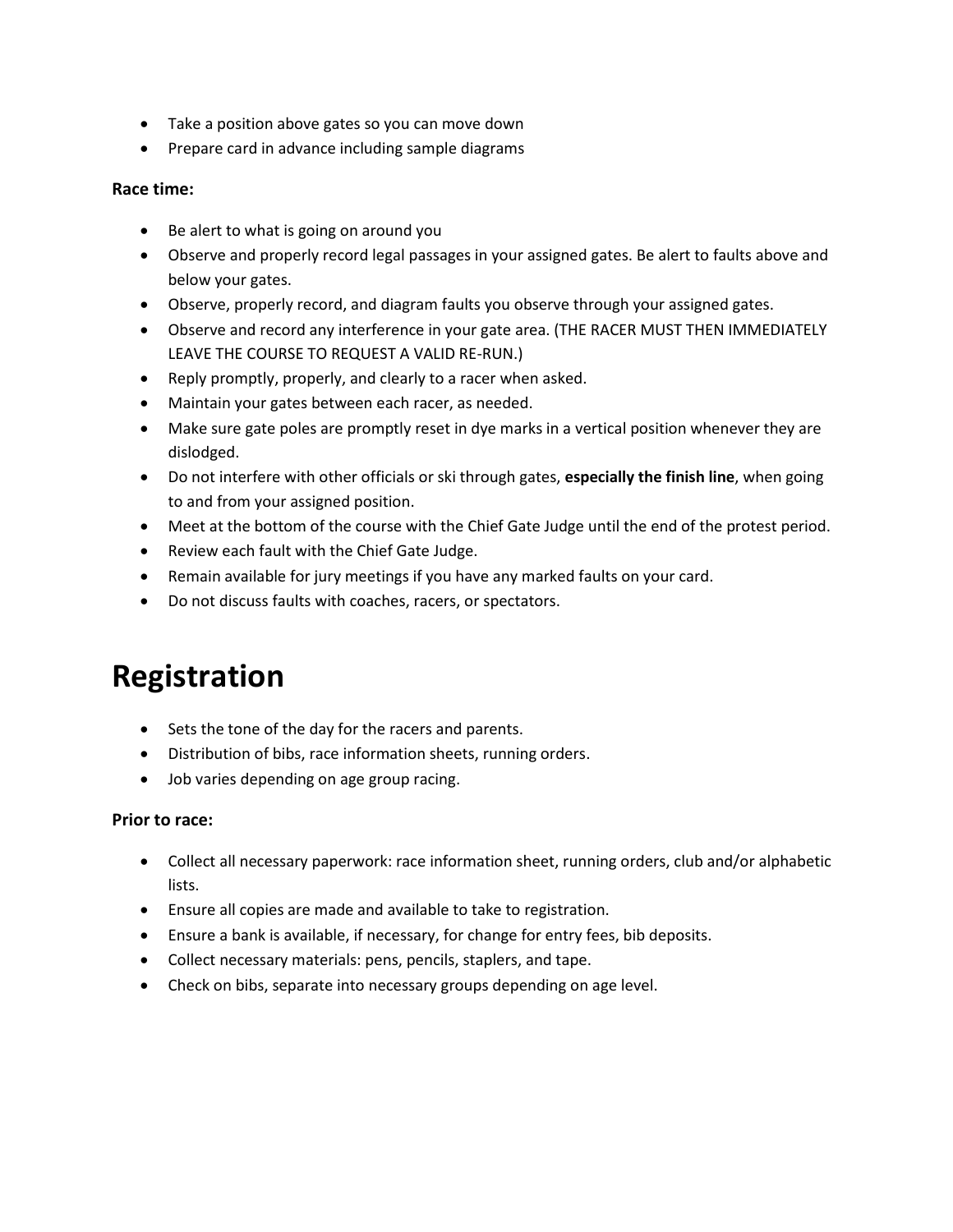- Take a position above gates so you can move down
- Prepare card in advance including sample diagrams

**Race time:**

- Be alert to what is going on around you
- Observe and properly record legal passages in your assigned gates. Be alert to faults above and below your gates.
- Observe, properly record, and diagram faults you observe through your assigned gates.
- Observe and record any interference in your gate area. (THE RACER MUST THEN IMMEDIATELY LEAVE THE COURSE TO REQUEST A VALID RE-RUN.)
- Reply promptly, properly, and clearly to a racer when asked.
- Maintain your gates between each racer, as needed.
- Make sure gate poles are promptly reset in dye marks in a vertical position whenever they are dislodged.
- Do not interfere with other officials or ski through gates, **especially the finish line**, when going to and from your assigned position.
- Meet at the bottom of the course with the Chief Gate Judge until the end of the protest period.
- Review each fault with the Chief Gate Judge.
- Remain available for jury meetings if you have any marked faults on your card.
- Do not discuss faults with coaches, racers, or spectators.

# Registration

- Sets the tone of the day for the racers and parents.
- Distribution of bibs, race information sheets, running orders.
- Job varies depending on age group racing.

**Prior to race:**

- Collect all necessary paperwork: race information sheet, running orders, club and/or alphabetic lists.
- Ensure all copies are made and available to take to registration.
- Ensure a bank is available, if necessary, for change for entry fees, bib deposits.
- Collect necessary materials: pens, pencils, staplers, and tape.
- Check on bibs, separate into necessary groups depending on age level.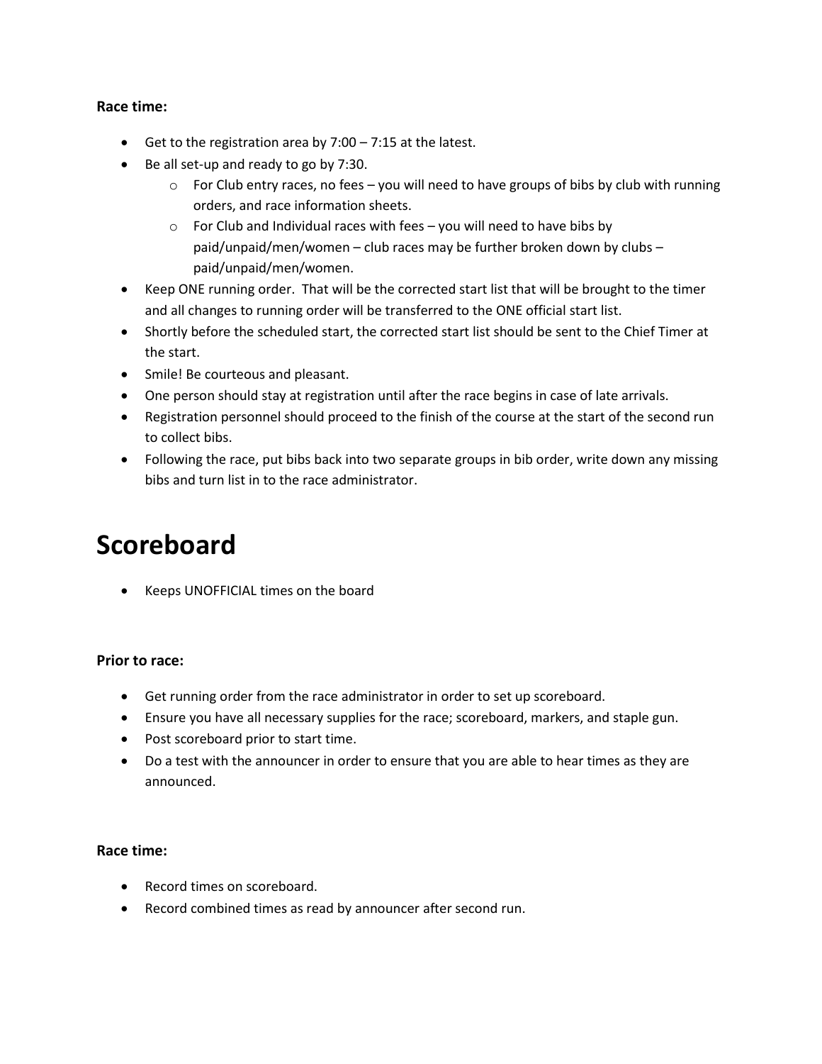**Race time:**

- Get to the registration area by 7:00 – 7:15 at the latest.
- Be all set-up and ready to go by 7:30.
    - For Club entry races, no fees – you will need to have groups of bibs by club with running orders, and race information sheets.
    - For Club and Individual races with fees – you will need to have bibs by paid/unpaid/men/women – club races may be further broken down by clubs – paid/unpaid/men/women.
- Keep ONE running order. That will be the corrected start list that will be brought to the timer and all changes to running order will be transferred to the ONE official start list.
- Shortly before the scheduled start, the corrected start list should be sent to the Chief Timer at the start.
- Smile! Be courteous and pleasant.
- One person should stay at registration until after the race begins in case of late arrivals.
- Registration personnel should proceed to the finish of the course at the start of the second run to collect bibs.
- Following the race, put bibs back into two separate groups in bib order, write down any missing bibs and turn list in to the race administrator.

# Scoreboard

- Keeps UNOFFICIAL times on the board

**Prior to race:**

- Get running order from the race administrator in order to set up scoreboard.
- Ensure you have all necessary supplies for the race; scoreboard, markers, and staple gun.
- Post scoreboard prior to start time.
- Do a test with the announcer in order to ensure that you are able to hear times as they are announced.

**Race time:**

- Record times on scoreboard.
- Record combined times as read by announcer after second run.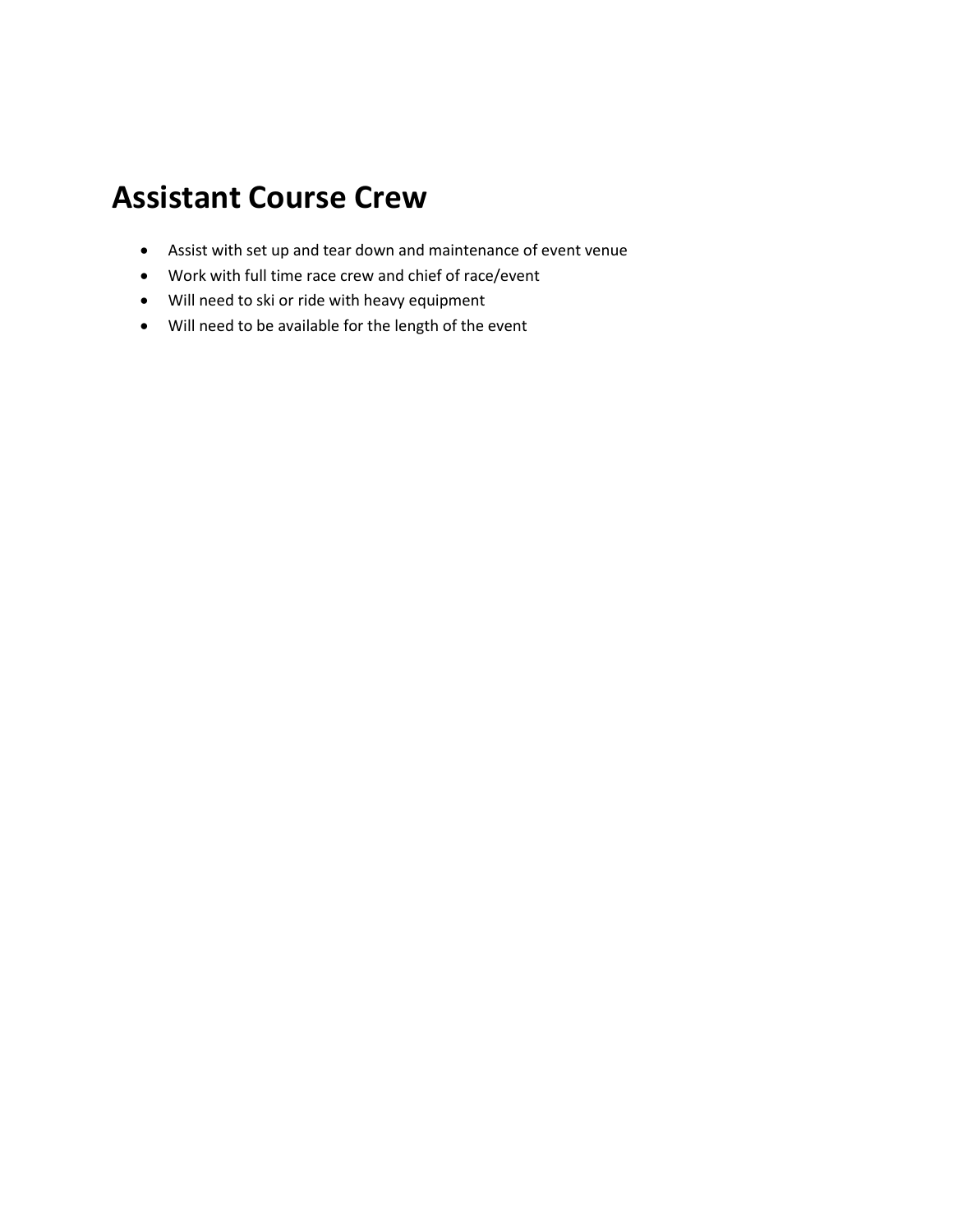# Assistant Course Crew

- Assist with set up and tear down and maintenance of event venue
- Work with full time race crew and chief of race/event
- Will need to ski or ride with heavy equipment
- Will need to be available for the length of the event